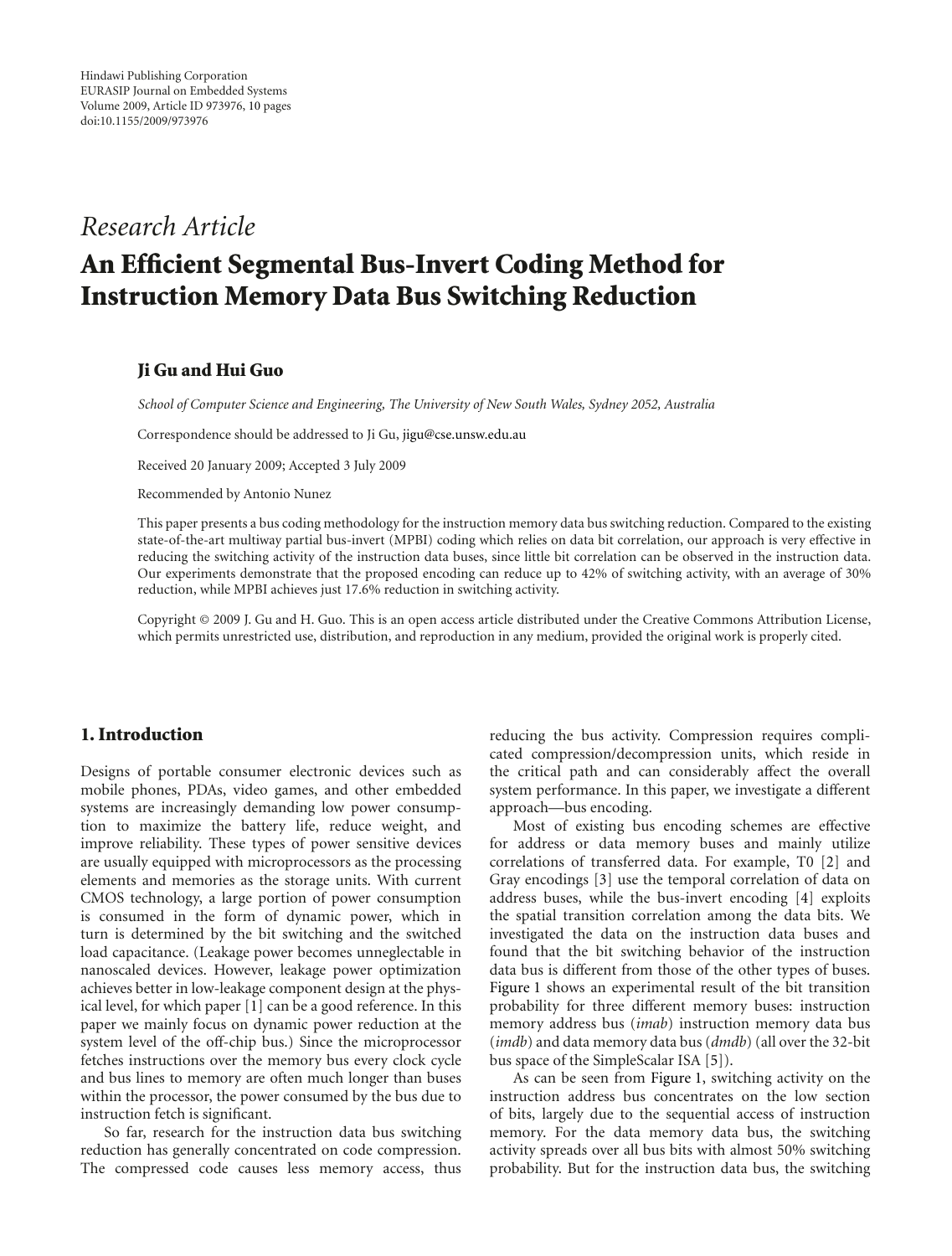Hindawi Publishing Corporation
EURASIP Journal on Embedded Systems
Volume 2009, Article ID 973976, 10 pages
doi:10.1155/2009/973976

*Research Article*

# An Efficient Segmental Bus-Invert Coding Method for Instruction Memory Data Bus Switching Reduction

**Ji Gu and Hui Guo**

*School of Computer Science and Engineering, The University of New South Wales, Sydney 2052, Australia*

Correspondence should be addressed to Ji Gu, jigu@cse.unsw.edu.au

Received 20 January 2009; Accepted 3 July 2009

Recommended by Antonio Nunez

This paper presents a bus coding methodology for the instruction memory data bus switching reduction. Compared to the existing state-of-the-art multiway partial bus-invert (MPBI) coding which relies on data bit correlation, our approach is very effective in reducing the switching activity of the instruction data buses, since little bit correlation can be observed in the instruction data. Our experiments demonstrate that the proposed encoding can reduce up to 42% of switching activity, with an average of 30% reduction, while MPBI achieves just 17.6% reduction in switching activity.

Copyright © 2009 J. Gu and H. Guo. This is an open access article distributed under the Creative Commons Attribution License, which permits unrestricted use, distribution, and reproduction in any medium, provided the original work is properly cited.

## 1. Introduction

Designs of portable consumer electronic devices such as mobile phones, PDAs, video games, and other embedded systems are increasingly demanding low power consumption to maximize the battery life, reduce weight, and improve reliability. These types of power sensitive devices are usually equipped with microprocessors as the processing elements and memories as the storage units. With current CMOS technology, a large portion of power consumption is consumed in the form of dynamic power, which in turn is determined by the bit switching and the switched load capacitance. (Leakage power becomes unneglectable in nanoscaled devices. However, leakage power optimization achieves better in low-leakage component design at the physical level, for which paper [1] can be a good reference. In this paper we mainly focus on dynamic power reduction at the system level of the off-chip bus.) Since the microprocessor fetches instructions over the memory bus every clock cycle and bus lines to memory are often much longer than buses within the processor, the power consumed by the bus due to instruction fetch is significant.

So far, research for the instruction data bus switching reduction has generally concentrated on code compression. The compressed code causes less memory access, thus reducing the bus activity. Compression requires complicated compression/decompression units, which reside in the critical path and can considerably affect the overall system performance. In this paper, we investigate a different approach—bus encoding.

Most of existing bus encoding schemes are effective for address or data memory buses and mainly utilize correlations of transferred data. For example, T0 [2] and Gray encodings [3] use the temporal correlation of data on address buses, while the bus-invert encoding [4] exploits the spatial transition correlation among the data bits. We investigated the data on the instruction data buses and found that the bit switching behavior of the instruction data bus is different from those of the other types of buses. Figure 1 shows an experimental result of the bit transition probability for three different memory buses: instruction memory address bus (*imab*) instruction memory data bus (*imdb*) and data memory data bus (*dmdb*) (all over the 32-bit bus space of the SimpleScalar ISA [5]).

As can be seen from Figure 1, switching activity on the instruction address bus concentrates on the low section of bits, largely due to the sequential access of instruction memory. For the data memory data bus, the switching activity spreads over all bus bits with almost 50% switching probability. But for the instruction data bus, the switching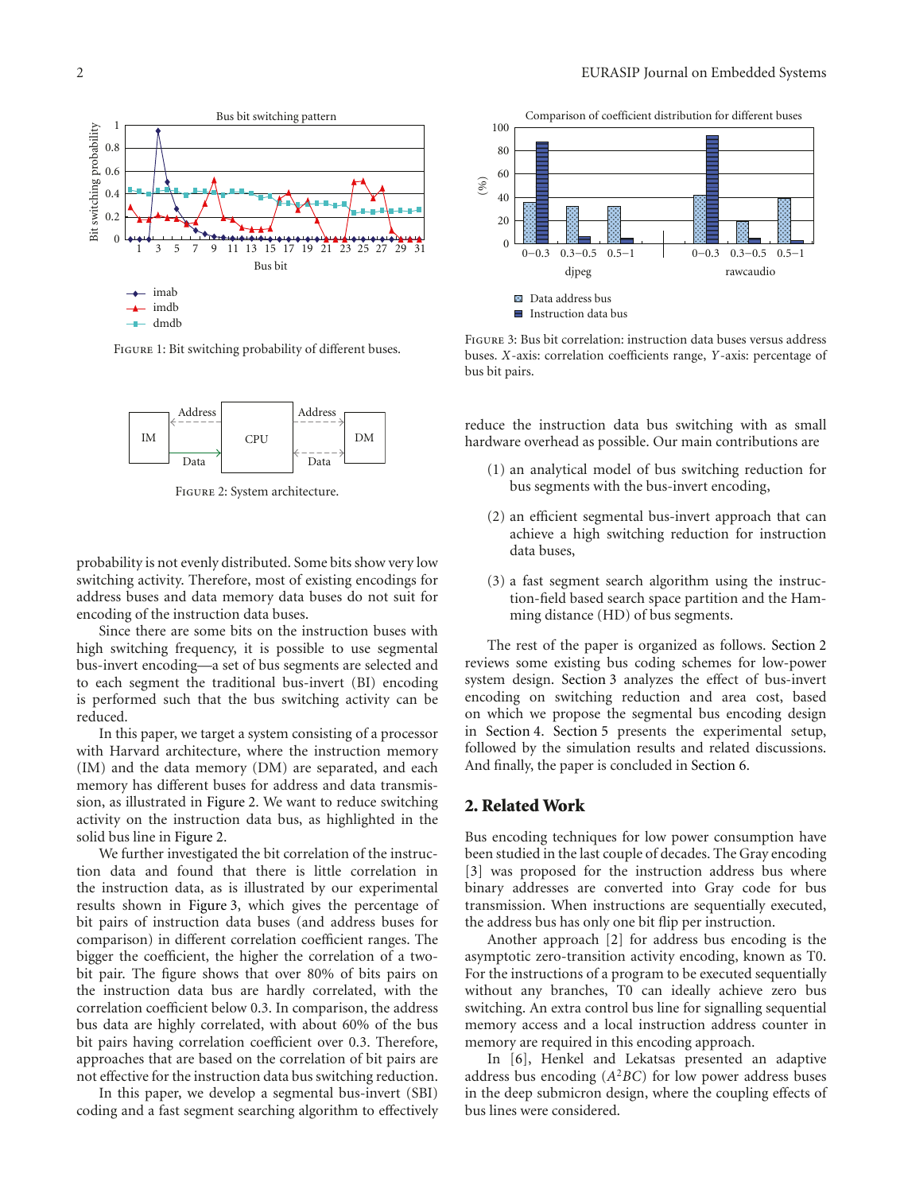Figure 1: Bit switching probability of different buses.

Figure 2: System architecture.

probability is not evenly distributed. Some bits show very low switching activity. Therefore, most of existing encodings for address buses and data memory data buses do not suit for encoding of the instruction data buses.

Since there are some bits on the instruction buses with high switching frequency, it is possible to use segmental bus-invert encoding—a set of bus segments are selected and to each segment the traditional bus-invert (BI) encoding is performed such that the bus switching activity can be reduced.

In this paper, we target a system consisting of a processor with Harvard architecture, where the instruction memory (IM) and the data memory (DM) are separated, and each memory has different buses for address and data transmission, as illustrated in Figure 2. We want to reduce switching activity on the instruction data bus, as highlighted in the solid bus line in Figure 2.

We further investigated the bit correlation of the instruction data and found that there is little correlation in the instruction data, as is illustrated by our experimental results shown in Figure 3, which gives the percentage of bit pairs of instruction data buses (and address buses for comparison) in different correlation coefficient ranges. The bigger the coefficient, the higher the correlation of a two-bit pair. The figure shows that over 80% of bits pairs on the instruction data bus are hardly correlated, with the correlation coefficient below 0.3. In comparison, the address bus data are highly correlated, with about 60% of the bus bit pairs having correlation coefficient over 0.3. Therefore, approaches that are based on the correlation of bit pairs are not effective for the instruction data bus switching reduction.

In this paper, we develop a segmental bus-invert (SBI) coding and a fast segment searching algorithm to effectively

Figure 3: Bus bit correlation: instruction data buses versus address buses. $X$-axis: correlation coefficients range, $Y$-axis: percentage of bus bit pairs.

reduce the instruction data bus switching with as small hardware overhead as possible. Our main contributions are

(1) an analytical model of bus switching reduction for bus segments with the bus-invert encoding,

(2) an efficient segmental bus-invert approach that can achieve a high switching reduction for instruction data buses,

(3) a fast segment search algorithm using the instruction-field based search space partition and the Hamming distance (HD) of bus segments.

The rest of the paper is organized as follows. Section 2 reviews some existing bus coding schemes for low-power system design. Section 3 analyzes the effect of bus-invert encoding on switching reduction and area cost, based on which we propose the segmental bus encoding design in Section 4. Section 5 presents the experimental setup, followed by the simulation results and related discussions. And finally, the paper is concluded in Section 6.

## 2. Related Work

Bus encoding techniques for low power consumption have been studied in the last couple of decades. The Gray encoding [3] was proposed for the instruction address bus where binary addresses are converted into Gray code for bus transmission. When instructions are sequentially executed, the address bus has only one bit flip per instruction.

Another approach [2] for address bus encoding is the asymptotic zero-transition activity encoding, known as T0. For the instructions of a program to be executed sequentially without any branches, T0 can ideally achieve zero bus switching. An extra control bus line for signalling sequential memory access and a local instruction address counter in memory are required in this encoding approach.

In [6], Henkel and Lekatsas presented an adaptive address bus encoding ($A^2BC$) for low power address buses in the deep submicron design, where the coupling effects of bus lines were considered.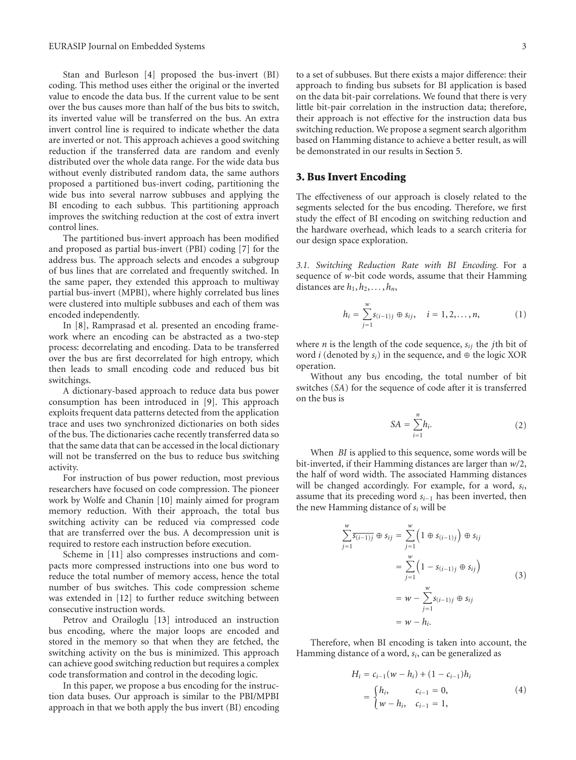Stan and Burleson [4] proposed the bus-invert (BI) coding. This method uses either the original or the inverted value to encode the data bus. If the current value to be sent over the bus causes more than half of the bus bits to switch, its inverted value will be transferred on the bus. An extra invert control line is required to indicate whether the data are inverted or not. This approach achieves a good switching reduction if the transferred data are random and evenly distributed over the whole data range. For the wide data bus without evenly distributed random data, the same authors proposed a partitioned bus-invert coding, partitioning the wide bus into several narrow subbuses and applying the BI encoding to each subbus. This partitioning approach improves the switching reduction at the cost of extra invert control lines.

The partitioned bus-invert approach has been modified and proposed as partial bus-invert (PBI) coding [7] for the address bus. The approach selects and encodes a subgroup of bus lines that are correlated and frequently switched. In the same paper, they extended this approach to multiway partial bus-invert (MPBI), where highly correlated bus lines were clustered into multiple subbuses and each of them was encoded independently.

In [8], Ramprasad et al. presented an encoding framework where an encoding can be abstracted as a two-step process: decorrelating and encoding. Data to be transferred over the bus are first decorrelated for high entropy, which then leads to small encoding code and reduced bus bit switchings.

A dictionary-based approach to reduce data bus power consumption has been introduced in [9]. This approach exploits frequent data patterns detected from the application trace and uses two synchronized dictionaries on both sides of the bus. The dictionaries cache recently transferred data so that the same data that can be accessed in the local dictionary will not be transferred on the bus to reduce bus switching activity.

For instruction of bus power reduction, most previous researchers have focused on code compression. The pioneer work by Wolfe and Chanin [10] mainly aimed for program memory reduction. With their approach, the total bus switching activity can be reduced via compressed code that are transferred over the bus. A decompression unit is required to restore each instruction before execution.

Scheme in [11] also compresses instructions and compacts more compressed instructions into one bus word to reduce the total number of memory access, hence the total number of bus switches. This code compression scheme was extended in [12] to further reduce switching between consecutive instruction words.

Petrov and Orailoglu [13] introduced an instruction bus encoding, where the major loops are encoded and stored in the memory so that when they are fetched, the switching activity on the bus is minimized. This approach can achieve good switching reduction but requires a complex code transformation and control in the decoding logic.

In this paper, we propose a bus encoding for the instruction data buses. Our approach is similar to the PBI/MPBI approach in that we both apply the bus invert (BI) encoding to a set of subbuses. But there exists a major difference: their approach to finding bus subsets for BI application is based on the data bit-pair correlations. We found that there is very little bit-pair correlation in the instruction data; therefore, their approach is not effective for the instruction data bus switching reduction. We propose a segment search algorithm based on Hamming distance to achieve a better result, as will be demonstrated in our results in Section 5.

## 3. Bus Invert Encoding

The effectiveness of our approach is closely related to the segments selected for the bus encoding. Therefore, we first study the effect of BI encoding on switching reduction and the hardware overhead, which leads to a search criteria for our design space exploration.

*3.1. Switching Reduction Rate with BI Encoding.* For a sequence of $w$-bit code words, assume that their Hamming distances are $h_1, h_2, \ldots, h_n$,

$$h_i = \sum_{j=1}^{w} s_{(i-1)j} \oplus s_{ij}, \quad i = 1, 2, \ldots, n, \tag{1}$$

where $n$ is the length of the code sequence, $s_{ij}$ the $j$th bit of word $i$ (denoted by $s_i$) in the sequence, and $\oplus$ the logic XOR operation.

Without any bus encoding, the total number of bit switches ($SA$) for the sequence of code after it is transferred on the bus is

$$SA = \sum_{i=1}^{n} h_i. \tag{2}$$

When $BI$ is applied to this sequence, some words will be bit-inverted, if their Hamming distances are larger than $w/2$, the half of word width. The associated Hamming distances will be changed accordingly. For example, for a word, $s_i$, assume that its preceding word $s_{i-1}$ has been inverted, then the new Hamming distance of $s_i$ will be

$$\begin{aligned}
\sum_{j=1}^{w} \overline{s_{(i-1)j}} \oplus s_{ij} &= \sum_{j=1}^{w} \left(1 \oplus s_{(i-1)j}\right) \oplus s_{ij} \\
&= \sum_{j=1}^{w} \left(1 - s_{(i-1)j} \oplus s_{ij}\right) \\
&= w - \sum_{j=1}^{w} s_{(i-1)j} \oplus s_{ij} \\
&= w - h_i.
\end{aligned} \tag{3}$$

Therefore, when BI encoding is taken into account, the Hamming distance of a word, $s_i$, can be generalized as

$$\begin{aligned}
H_i &= c_{i-1}(w - h_i) + (1 - c_{i-1})h_i \\
&= \begin{cases} h_i, & c_{i-1} = 0, \\ w - h_i, & c_{i-1} = 1, \end{cases}
\end{aligned} \tag{4}$$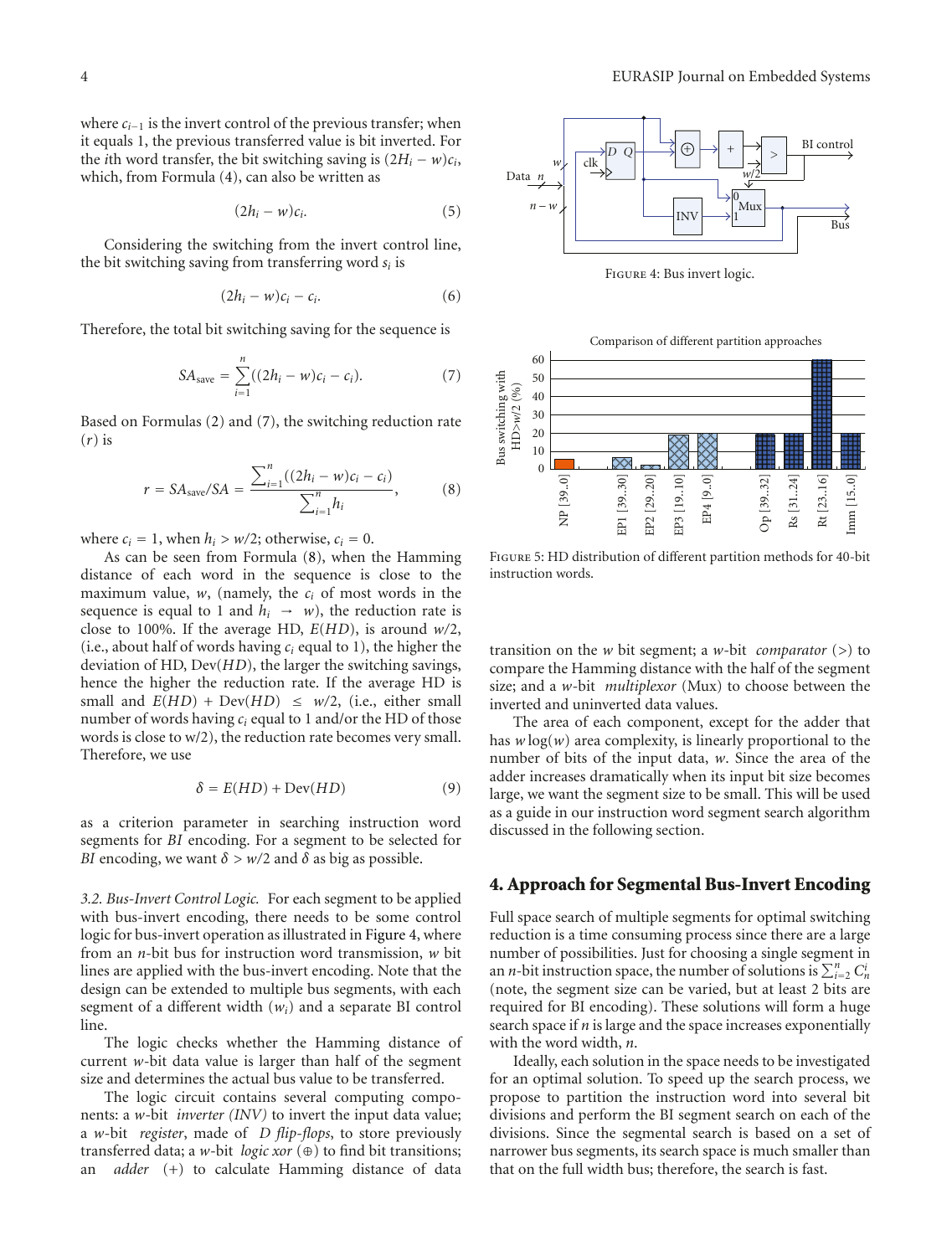where $c_{i-1}$ is the invert control of the previous transfer; when it equals 1, the previous transferred value is bit inverted. For the $i$th word transfer, the bit switching saving is $(2H_i - w)c_i$, which, from Formula (4), can also be written as

$$(2h_i - w)c_i. \tag{5}$$

Considering the switching from the invert control line, the bit switching saving from transferring word $s_i$ is

$$(2h_i - w)c_i - c_i. \tag{6}$$

Therefore, the total bit switching saving for the sequence is

$$SA_{\text{save}} = \sum_{i=1}^{n}((2h_i - w)c_i - c_i). \tag{7}$$

Based on Formulas (2) and (7), the switching reduction rate ($r$) is

$$r = SA_{\text{save}}/SA = \frac{\sum_{i=1}^{n}((2h_i - w)c_i - c_i)}{\sum_{i=1}^{n}h_i}, \tag{8}$$

where $c_i = 1$, when $h_i > w/2$; otherwise, $c_i = 0$.

As can be seen from Formula (8), when the Hamming distance of each word in the sequence is close to the maximum value, $w$, (namely, the $c_i$ of most words in the sequence is equal to 1 and $h_i \rightarrow w$), the reduction rate is close to 100%. If the average HD, $E(HD)$, is around $w/2$, (i.e., about half of words having $c_i$ equal to 1), the higher the deviation of HD, $\text{Dev}(HD)$, the larger the switching savings, hence the higher the reduction rate. If the average HD is small and $E(HD) + \text{Dev}(HD) \leq w/2$, (i.e., either small number of words having $c_i$ equal to 1 and/or the HD of those words is close to w/2), the reduction rate becomes very small. Therefore, we use

$$\delta = E(HD) + \text{Dev}(HD) \tag{9}$$

as a criterion parameter in searching instruction word segments for *BI* encoding. For a segment to be selected for *BI* encoding, we want $\delta > w/2$ and $\delta$ as big as possible.

*3.2. Bus-Invert Control Logic.* For each segment to be applied with bus-invert encoding, there needs to be some control logic for bus-invert operation as illustrated in Figure 4, where from an $n$-bit bus for instruction word transmission, $w$ bit lines are applied with the bus-invert encoding. Note that the design can be extended to multiple bus segments, with each segment of a different width ($w_i$) and a separate BI control line.

The logic checks whether the Hamming distance of current $w$-bit data value is larger than half of the segment size and determines the actual bus value to be transferred.

The logic circuit contains several computing components: a $w$-bit *inverter (INV)* to invert the input data value; a $w$-bit *register*, made of *D flip-flops*, to store previously transferred data; a $w$-bit *logic xor* (⊕) to find bit transitions; an *adder* (+) to calculate Hamming distance of data transition on the $w$ bit segment; a $w$-bit *comparator* (>) to compare the Hamming distance with the half of the segment size; and a $w$-bit *multiplexor* (Mux) to choose between the inverted and uninverted data values.

Figure 4: Bus invert logic.

Figure 5: HD distribution of different partition methods for 40-bit instruction words.

The area of each component, except for the adder that has $w\log(w)$ area complexity, is linearly proportional to the number of bits of the input data, $w$. Since the area of the adder increases dramatically when its input bit size becomes large, we want the segment size to be small. This will be used as a guide in our instruction word segment search algorithm discussed in the following section.

## 4. Approach for Segmental Bus-Invert Encoding

Full space search of multiple segments for optimal switching reduction is a time consuming process since there are a large number of possibilities. Just for choosing a single segment in an $n$-bit instruction space, the number of solutions is $\sum_{i=2}^{n} C_n^i$ (note, the segment size can be varied, but at least 2 bits are required for BI encoding). These solutions will form a huge search space if $n$ is large and the space increases exponentially with the word width, $n$.

Ideally, each solution in the space needs to be investigated for an optimal solution. To speed up the search process, we propose to partition the instruction word into several bit divisions and perform the BI segment search on each of the divisions. Since the segmental search is based on a set of narrower bus segments, its search space is much smaller than that on the full width bus; therefore, the search is fast.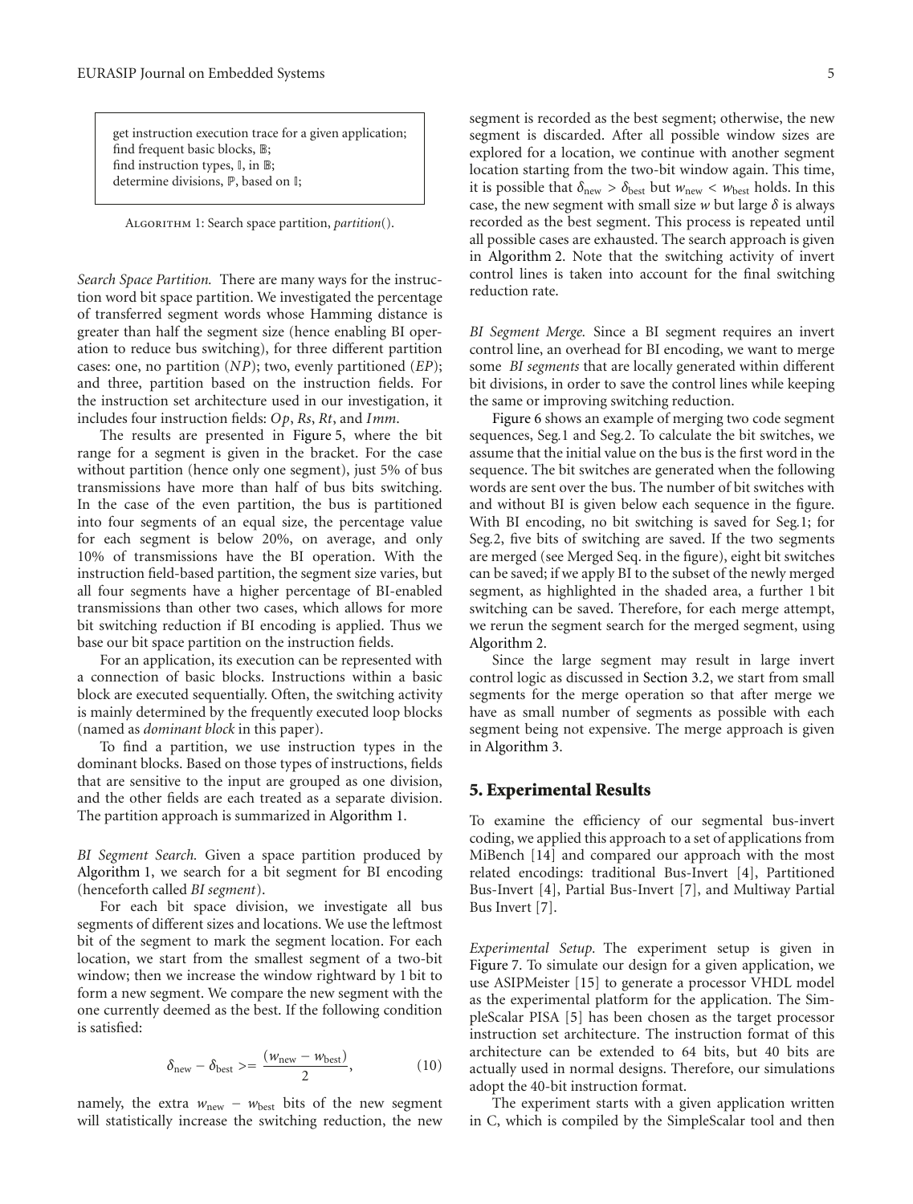```
get instruction execution trace for a given application;
find frequent basic blocks, 𝔹;
find instruction types, 𝕀, in 𝔹;
determine divisions, ℙ, based on 𝕀;
```

Algorithm 1: Search space partition, *partition*().

*Search Space Partition.* There are many ways for the instruction word bit space partition. We investigated the percentage of transferred segment words whose Hamming distance is greater than half the segment size (hence enabling BI operation to reduce bus switching), for three different partition cases: one, no partition (*NP*); two, evenly partitioned (*EP*); and three, partition based on the instruction fields. For the instruction set architecture used in our investigation, it includes four instruction fields: *Op*, *Rs*, *Rt*, and *Imm*.

The results are presented in Figure 5, where the bit range for a segment is given in the bracket. For the case without partition (hence only one segment), just 5% of bus transmissions have more than half of bus bits switching. In the case of the even partition, the bus is partitioned into four segments of an equal size, the percentage value for each segment is below 20%, on average, and only 10% of transmissions have the BI operation. With the instruction field-based partition, the segment size varies, but all four segments have a higher percentage of BI-enabled transmissions than other two cases, which allows for more bit switching reduction if BI encoding is applied. Thus we base our bit space partition on the instruction fields.

For an application, its execution can be represented with a connection of basic blocks. Instructions within a basic block are executed sequentially. Often, the switching activity is mainly determined by the frequently executed loop blocks (named as *dominant block* in this paper).

To find a partition, we use instruction types in the dominant blocks. Based on those types of instructions, fields that are sensitive to the input are grouped as one division, and the other fields are each treated as a separate division. The partition approach is summarized in Algorithm 1.

*BI Segment Search.* Given a space partition produced by Algorithm 1, we search for a bit segment for BI encoding (henceforth called *BI segment*).

For each bit space division, we investigate all bus segments of different sizes and locations. We use the leftmost bit of the segment to mark the segment location. For each location, we start from the smallest segment of a two-bit window; then we increase the window rightward by 1 bit to form a new segment. We compare the new segment with the one currently deemed as the best. If the following condition is satisfied:

$$\delta_{\text{new}} - \delta_{\text{best}} >= \frac{(w_{\text{new}} - w_{\text{best}})}{2}, \tag{10}$$

namely, the extra $w_{\text{new}} - w_{\text{best}}$ bits of the new segment will statistically increase the switching reduction, the new segment is recorded as the best segment; otherwise, the new segment is discarded. After all possible window sizes are explored for a location, we continue with another segment location starting from the two-bit window again. This time, it is possible that $\delta_{\text{new}} > \delta_{\text{best}}$ but $w_{\text{new}} < w_{\text{best}}$ holds. In this case, the new segment with small size $w$ but large $\delta$ is always recorded as the best segment. This process is repeated until all possible cases are exhausted. The search approach is given in Algorithm 2. Note that the switching activity of invert control lines is taken into account for the final switching reduction rate.

*BI Segment Merge.* Since a BI segment requires an invert control line, an overhead for BI encoding, we want to merge some *BI segments* that are locally generated within different bit divisions, in order to save the control lines while keeping the same or improving switching reduction.

Figure 6 shows an example of merging two code segment sequences, Seg.1 and Seg.2. To calculate the bit switches, we assume that the initial value on the bus is the first word in the sequence. The bit switches are generated when the following words are sent over the bus. The number of bit switches with and without BI is given below each sequence in the figure. With BI encoding, no bit switching is saved for Seg.1; for Seg.2, five bits of switching are saved. If the two segments are merged (see Merged Seq. in the figure), eight bit switches can be saved; if we apply BI to the subset of the newly merged segment, as highlighted in the shaded area, a further 1 bit switching can be saved. Therefore, for each merge attempt, we rerun the segment search for the merged segment, using Algorithm 2.

Since the large segment may result in large invert control logic as discussed in Section 3.2, we start from small segments for the merge operation so that after merge we have as small number of segments as possible with each segment being not expensive. The merge approach is given in Algorithm 3.

## 5. Experimental Results

To examine the efficiency of our segmental bus-invert coding, we applied this approach to a set of applications from MiBench [14] and compared our approach with the most related encodings: traditional Bus-Invert [4], Partitioned Bus-Invert [4], Partial Bus-Invert [7], and Multiway Partial Bus Invert [7].

*Experimental Setup.* The experiment setup is given in Figure 7. To simulate our design for a given application, we use ASIPMeister [15] to generate a processor VHDL model as the experimental platform for the application. The SimpleScalar PISA [5] has been chosen as the target processor instruction set architecture. The instruction format of this architecture can be extended to 64 bits, but 40 bits are actually used in normal designs. Therefore, our simulations adopt the 40-bit instruction format.

The experiment starts with a given application written in C, which is compiled by the SimpleScalar tool and then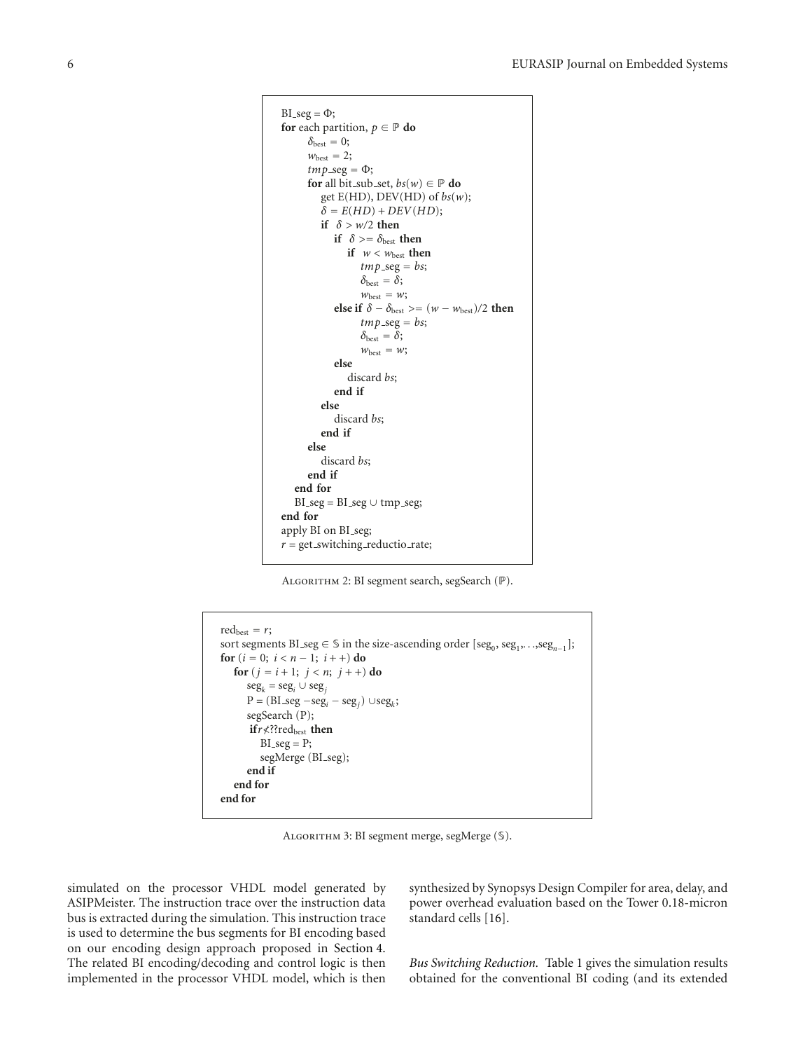```
BI_seg = Φ;
for each partition, p ∈ ℙ do
    δ_best = 0;
    w_best = 2;
    tmp_seg = Φ;
    for all bit_sub_set, bs(w) ∈ ℙ do
        get E(HD), DEV(HD) of bs(w);
        δ = E(HD) + DEV(HD);
        if δ > w/2 then
            if δ >= δ_best then
                if w < w_best then
                    tmp_seg = bs;
                    δ_best = δ;
                    w_best = w;
            else if δ − δ_best >= (w − w_best)/2 then
                    tmp_seg = bs;
                    δ_best = δ;
                    w_best = w;
            else
                discard bs;
            end if
        else
            discard bs;
        end if
    else
        discard bs;
    end if
  end for
  BI_seg = BI_seg ∪ tmp_seg;
end for
apply BI on BI_seg;
r = get_switching_reductio_rate;
```

ALGORITHM 2: BI segment search, segSearch (ℙ).

```
red_best = r;
sort segments BI_seg ∈ 𝕊 in the size-ascending order [seg_0, seg_1,...,seg_{n−1}];
for (i = 0; i < n − 1; i++) do
  for (j = i + 1; j < n; j++) do
    seg_k = seg_i ∪ seg_j
    P = (BI_seg −seg_i − seg_j) ∪seg_k;
    segSearch (P);
    if r≮??red_best then
      BI_seg = P;
      segMerge (BI_seg);
    end if
  end for
end for
```

ALGORITHM 3: BI segment merge, segMerge (𝕊).

simulated on the processor VHDL model generated by ASIPMeister. The instruction trace over the instruction data bus is extracted during the simulation. This instruction trace is used to determine the bus segments for BI encoding based on our encoding design approach proposed in Section 4. The related BI encoding/decoding and control logic is then implemented in the processor VHDL model, which is then synthesized by Synopsys Design Compiler for area, delay, and power overhead evaluation based on the Tower 0.18-micron standard cells [16].

*Bus Switching Reduction.* Table 1 gives the simulation results obtained for the conventional BI coding (and its extended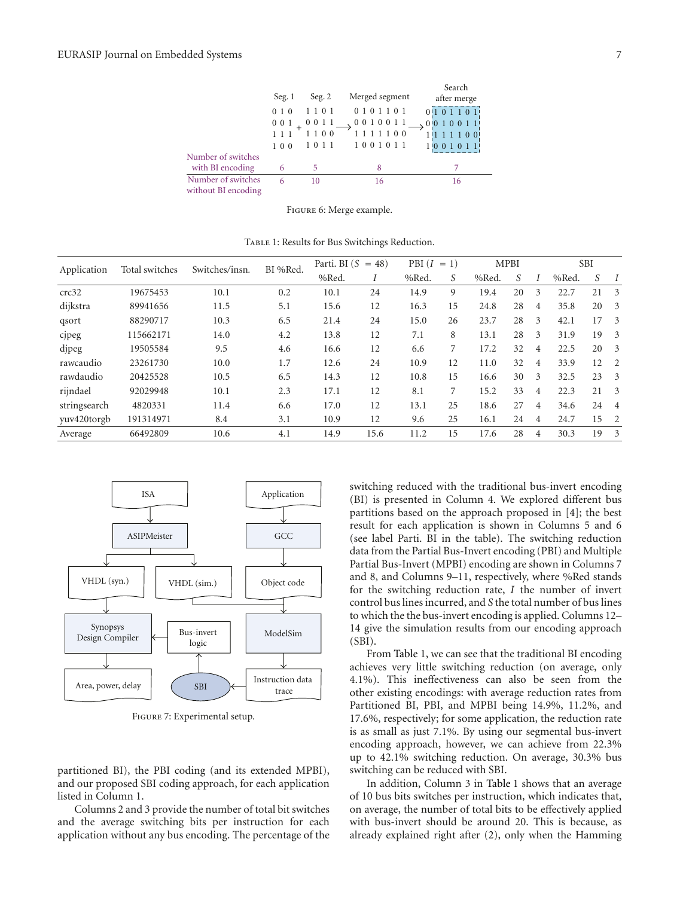| | Seg. 1 | | Seg. 2 | | Merged segment | | Search after merge |
|---|---|---|---|---|---|---|---|
| | 0 1 0 | | 1 1 0 1 | | 0 1 0 1 1 0 1 | | 0 1 0 1 1 0 1 |
| | 0 0 1 | + | 0 0 1 1 | ⟶ | 0 0 1 0 0 1 1 | ⟶ | 0 0 1 0 0 1 1 |
| | 1 1 1 | | 1 1 0 0 | | 1 1 1 1 1 0 0 | | 1 1 1 1 1 0 0 |
| | 1 0 0 | | 1 0 1 1 | | 1 0 0 1 0 1 1 | | 1 0 0 1 0 1 1 |
| Number of switches with BI encoding | 6 | | 5 | | 8 | | 7 |
| Number of switches without BI encoding | 6 | | 10 | | 16 | | 16 |

Figure 6: Merge example.

Table 1: Results for Bus Switchings Reduction.

| Application | Total switches | Switches/insn. | BI %Red. | Parti. BI ($S = 48$) | | PBI ($I = 1$) | | MPBI | | | SBI | | |
|---|---|---|---|---|---|---|---|---|---|---|---|---|---|
| | | | | %Red. | $I$ | %Red. | $S$ | %Red. | $S$ | $I$ | %Red. | $S$ | $I$ |
| crc32 | 19675453 | 10.1 | 0.2 | 10.1 | 24 | 14.9 | 9 | 19.4 | 20 | 3 | 22.7 | 21 | 3 |
| dijkstra | 89941656 | 11.5 | 5.1 | 15.6 | 12 | 16.3 | 15 | 24.8 | 28 | 4 | 35.8 | 20 | 3 |
| qsort | 88290717 | 10.3 | 6.5 | 21.4 | 24 | 15.0 | 26 | 23.7 | 28 | 3 | 42.1 | 17 | 3 |
| cjpeg | 115662171 | 14.0 | 4.2 | 13.8 | 12 | 7.1 | 8 | 13.1 | 28 | 3 | 31.9 | 19 | 3 |
| djpeg | 19505584 | 9.5 | 4.6 | 16.6 | 12 | 6.6 | 7 | 17.2 | 32 | 4 | 22.5 | 20 | 3 |
| rawcaudio | 23261730 | 10.0 | 1.7 | 12.6 | 24 | 10.9 | 12 | 11.0 | 32 | 4 | 33.9 | 12 | 2 |
| rawdaudio | 20425528 | 10.5 | 6.5 | 14.3 | 12 | 10.8 | 15 | 16.6 | 30 | 3 | 32.5 | 23 | 3 |
| rijndael | 92029948 | 10.1 | 2.3 | 17.1 | 12 | 8.1 | 7 | 15.2 | 33 | 4 | 22.3 | 21 | 3 |
| stringsearch | 4820331 | 11.4 | 6.6 | 17.0 | 12 | 13.1 | 25 | 18.6 | 27 | 4 | 34.6 | 24 | 4 |
| yuv420torgb | 191314971 | 8.4 | 3.1 | 10.9 | 12 | 9.6 | 25 | 16.1 | 24 | 4 | 24.7 | 15 | 2 |
| Average | 66492809 | 10.6 | 4.1 | 14.9 | 15.6 | 11.2 | 15 | 17.6 | 28 | 4 | 30.3 | 19 | 3 |

Figure 7: Experimental setup.

partitioned BI), the PBI coding (and its extended MPBI), and our proposed SBI coding approach, for each application listed in Column 1.

Columns 2 and 3 provide the number of total bit switches and the average switching bits per instruction for each application without any bus encoding. The percentage of the switching reduced with the traditional bus-invert encoding (BI) is presented in Column 4. We explored different bus partitions based on the approach proposed in [4]; the best result for each application is shown in Columns 5 and 6 (see label Parti. BI in the table). The switching reduction data from the Partial Bus-Invert encoding (PBI) and Multiple Partial Bus-Invert (MPBI) encoding are shown in Columns 7 and 8, and Columns 9–11, respectively, where %Red stands for the switching reduction rate, $I$ the number of invert control bus lines incurred, and $S$ the total number of bus lines to which the the bus-invert encoding is applied. Columns 12–14 give the simulation results from our encoding approach (SBI).

From Table 1, we can see that the traditional BI encoding achieves very little switching reduction (on average, only 4.1%). This ineffectiveness can also be seen from the other existing encodings: with average reduction rates from Partitioned BI, PBI, and MPBI being 14.9%, 11.2%, and 17.6%, respectively; for some application, the reduction rate is as small as just 7.1%. By using our segmental bus-invert encoding approach, however, we can achieve from 22.3% up to 42.1% switching reduction. On average, 30.3% bus switching can be reduced with SBI.

In addition, Column 3 in Table 1 shows that an average of 10 bus bits switches per instruction, which indicates that, on average, the number of total bits to be effectively applied with bus-invert should be around 20. This is because, as already explained right after (2), only when the Hamming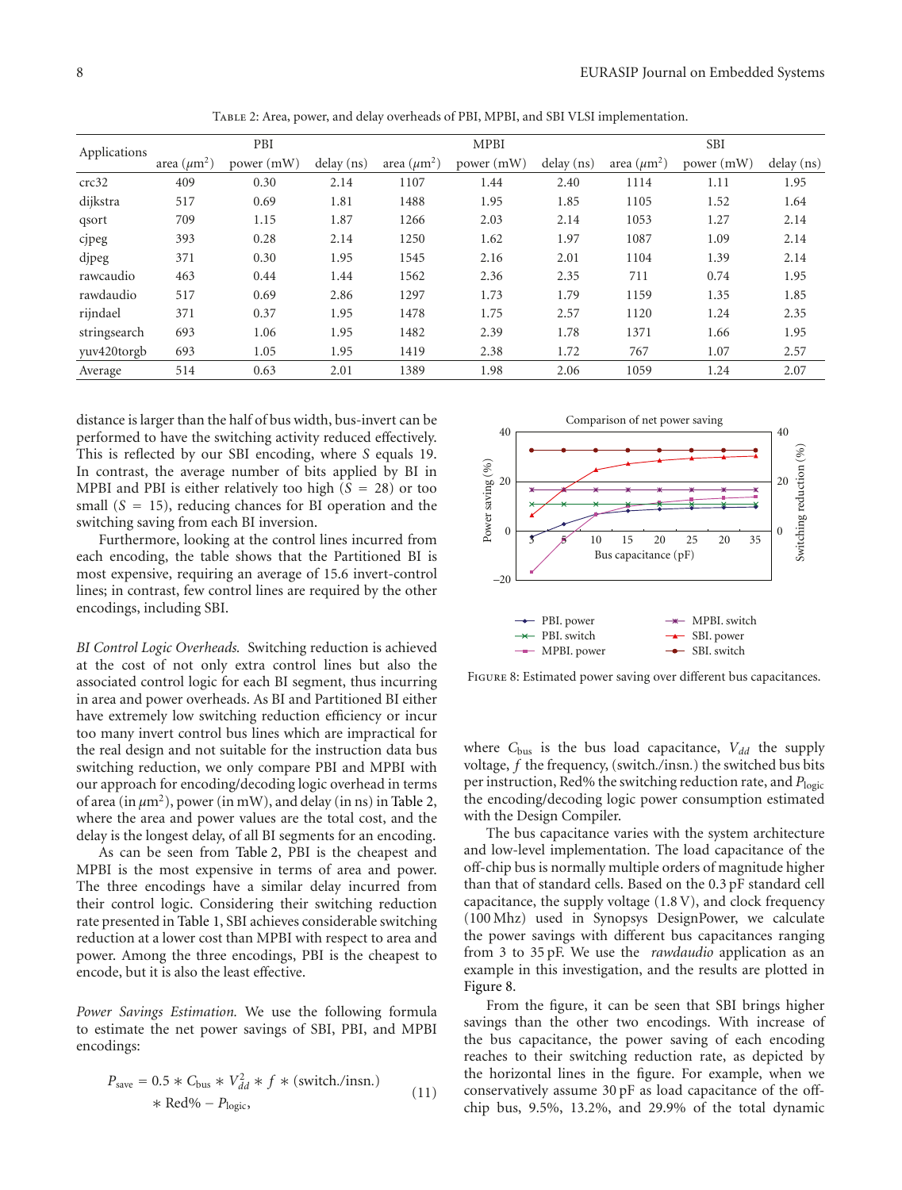Table 2: Area, power, and delay overheads of PBI, MPBI, and SBI VLSI implementation.

| Applications | PBI | | | MPBI | | | SBI | | |
|---|---|---|---|---|---|---|---|---|---|
| | area ($\mu m^2$) | power (mW) | delay (ns) | area ($\mu m^2$) | power (mW) | delay (ns) | area ($\mu m^2$) | power (mW) | delay (ns) |
| crc32 | 409 | 0.30 | 2.14 | 1107 | 1.44 | 2.40 | 1114 | 1.11 | 1.95 |
| dijkstra | 517 | 0.69 | 1.81 | 1488 | 1.95 | 1.85 | 1105 | 1.52 | 1.64 |
| qsort | 709 | 1.15 | 1.87 | 1266 | 2.03 | 2.14 | 1053 | 1.27 | 2.14 |
| cjpeg | 393 | 0.28 | 2.14 | 1250 | 1.62 | 1.97 | 1087 | 1.09 | 2.14 |
| djpeg | 371 | 0.30 | 1.95 | 1545 | 2.16 | 2.01 | 1104 | 1.39 | 2.14 |
| rawcaudio | 463 | 0.44 | 1.44 | 1562 | 2.36 | 2.35 | 711 | 0.74 | 1.95 |
| rawdaudio | 517 | 0.69 | 2.86 | 1297 | 1.73 | 1.79 | 1159 | 1.35 | 1.85 |
| rijndael | 371 | 0.37 | 1.95 | 1478 | 1.75 | 2.57 | 1120 | 1.24 | 2.35 |
| stringsearch | 693 | 1.06 | 1.95 | 1482 | 2.39 | 1.78 | 1371 | 1.66 | 1.95 |
| yuv420torgb | 693 | 1.05 | 1.95 | 1419 | 2.38 | 1.72 | 767 | 1.07 | 2.57 |
| Average | 514 | 0.63 | 2.01 | 1389 | 1.98 | 2.06 | 1059 | 1.24 | 2.07 |

distance is larger than the half of bus width, bus-invert can be performed to have the switching activity reduced effectively. This is reflected by our SBI encoding, where $S$ equals 19. In contrast, the average number of bits applied by BI in MPBI and PBI is either relatively too high ($S = 28$) or too small ($S = 15$), reducing chances for BI operation and the switching saving from each BI inversion.

Furthermore, looking at the control lines incurred from each encoding, the table shows that the Partitioned BI is most expensive, requiring an average of 15.6 invert-control lines; in contrast, few control lines are required by the other encodings, including SBI.

*BI Control Logic Overheads.* Switching reduction is achieved at the cost of not only extra control lines but also the associated control logic for each BI segment, thus incurring in area and power overheads. As BI and Partitioned BI either have extremely low switching reduction efficiency or incur too many invert control bus lines which are impractical for the real design and not suitable for the instruction data bus switching reduction, we only compare PBI and MPBI with our approach for encoding/decoding logic overhead in terms of area (in $\mu m^2$), power (in mW), and delay (in ns) in Table 2, where the area and power values are the total cost, and the delay is the longest delay, of all BI segments for an encoding.

As can be seen from Table 2, PBI is the cheapest and MPBI is the most expensive in terms of area and power. The three encodings have a similar delay incurred from their control logic. Considering their switching reduction rate presented in Table 1, SBI achieves considerable switching reduction at a lower cost than MPBI with respect to area and power. Among the three encodings, PBI is the cheapest to encode, but it is also the least effective.

*Power Savings Estimation.* We use the following formula to estimate the net power savings of SBI, PBI, and MPBI encodings:

$$P_{\text{save}} = 0.5 * C_{\text{bus}} * V_{dd}^2 * f * (\text{switch./insn.}) * \text{Red\%} - P_{\text{logic}}, \tag{11}$$

Figure 8: Estimated power saving over different bus capacitances.

where $C_{\text{bus}}$ is the bus load capacitance, $V_{dd}$ the supply voltage, $f$ the frequency, (switch./insn.) the switched bus bits per instruction, Red% the switching reduction rate, and $P_{\text{logic}}$ the encoding/decoding logic power consumption estimated with the Design Compiler.

The bus capacitance varies with the system architecture and low-level implementation. The load capacitance of the off-chip bus is normally multiple orders of magnitude higher than that of standard cells. Based on the 0.3 pF standard cell capacitance, the supply voltage (1.8 V), and clock frequency (100 Mhz) used in Synopsys DesignPower, we calculate the power savings with different bus capacitances ranging from 3 to 35 pF. We use the *rawdaudio* application as an example in this investigation, and the results are plotted in Figure 8.

From the figure, it can be seen that SBI brings higher savings than the other two encodings. With increase of the bus capacitance, the power saving of each encoding reaches to their switching reduction rate, as depicted by the horizontal lines in the figure. For example, when we conservatively assume 30 pF as load capacitance of the off-chip bus, 9.5%, 13.2%, and 29.9% of the total dynamic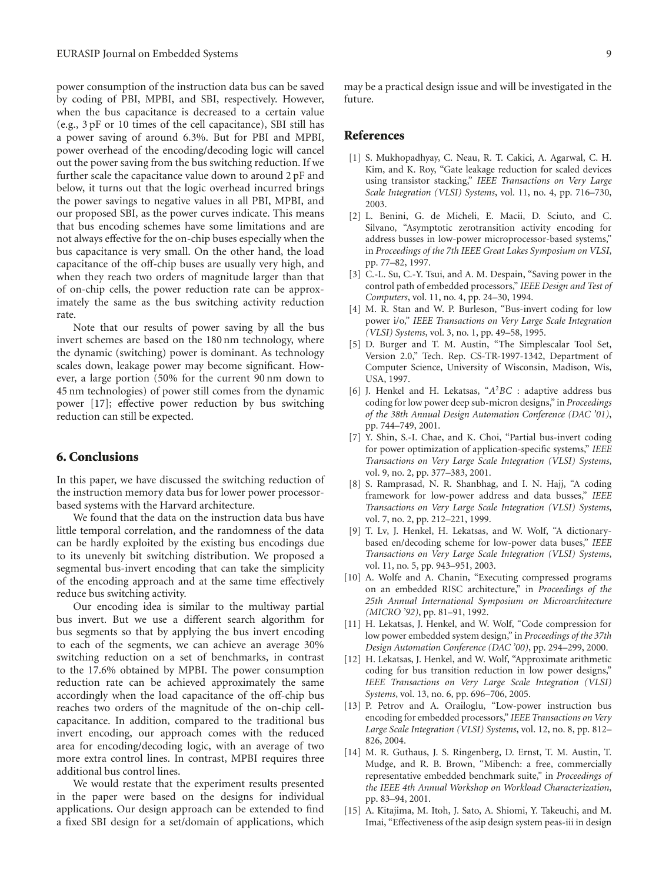power consumption of the instruction data bus can be saved by coding of PBI, MPBI, and SBI, respectively. However, when the bus capacitance is decreased to a certain value (e.g., 3 pF or 10 times of the cell capacitance), SBI still has a power saving of around 6.3%. But for PBI and MPBI, power overhead of the encoding/decoding logic will cancel out the power saving from the bus switching reduction. If we further scale the capacitance value down to around 2 pF and below, it turns out that the logic overhead incurred brings the power savings to negative values in all PBI, MPBI, and our proposed SBI, as the power curves indicate. This means that bus encoding schemes have some limitations and are not always effective for the on-chip buses especially when the bus capacitance is very small. On the other hand, the load capacitance of the off-chip buses are usually very high, and when they reach two orders of magnitude larger than that of on-chip cells, the power reduction rate can be approximately the same as the bus switching activity reduction rate.

Note that our results of power saving by all the bus invert schemes are based on the 180 nm technology, where the dynamic (switching) power is dominant. As technology scales down, leakage power may become significant. However, a large portion (50% for the current 90 nm down to 45 nm technologies) of power still comes from the dynamic power [17]; effective power reduction by bus switching reduction can still be expected.

## 6. Conclusions

In this paper, we have discussed the switching reduction of the instruction memory data bus for lower power processor-based systems with the Harvard architecture.

We found that the data on the instruction data bus have little temporal correlation, and the randomness of the data can be hardly exploited by the existing bus encodings due to its unevenly bit switching distribution. We proposed a segmental bus-invert encoding that can take the simplicity of the encoding approach and at the same time effectively reduce bus switching activity.

Our encoding idea is similar to the multiway partial bus invert. But we use a different search algorithm for bus segments so that by applying the bus invert encoding to each of the segments, we can achieve an average 30% switching reduction on a set of benchmarks, in contrast to the 17.6% obtained by MPBI. The power consumption reduction rate can be achieved approximately the same accordingly when the load capacitance of the off-chip bus reaches two orders of the magnitude of the on-chip cell-capacitance. In addition, compared to the traditional bus invert encoding, our approach comes with the reduced area for encoding/decoding logic, with an average of two more extra control lines. In contrast, MPBI requires three additional bus control lines.

We would restate that the experiment results presented in the paper were based on the designs for individual applications. Our design approach can be extended to find a fixed SBI design for a set/domain of applications, which may be a practical design issue and will be investigated in the future.

## References

[1] S. Mukhopadhyay, C. Neau, R. T. Cakici, A. Agarwal, C. H. Kim, and K. Roy, "Gate leakage reduction for scaled devices using transistor stacking," *IEEE Transactions on Very Large Scale Integration (VLSI) Systems*, vol. 11, no. 4, pp. 716–730, 2003.

[2] L. Benini, G. de Micheli, E. Macii, D. Sciuto, and C. Silvano, "Asymptotic zerotransition activity encoding for address busses in low-power microprocessor-based systems," in *Proceedings of the 7th IEEE Great Lakes Symposium on VLSI*, pp. 77–82, 1997.

[3] C.-L. Su, C.-Y. Tsui, and A. M. Despain, "Saving power in the control path of embedded processors," *IEEE Design and Test of Computers*, vol. 11, no. 4, pp. 24–30, 1994.

[4] M. R. Stan and W. P. Burleson, "Bus-invert coding for low power i/o," *IEEE Transactions on Very Large Scale Integration (VLSI) Systems*, vol. 3, no. 1, pp. 49–58, 1995.

[5] D. Burger and T. M. Austin, "The Simplescalar Tool Set, Version 2.0," Tech. Rep. CS-TR-1997-1342, Department of Computer Science, University of Wisconsin, Madison, Wis, USA, 1997.

[6] J. Henkel and H. Lekatsas, "$A^2BC$ : adaptive address bus coding for low power deep sub-micron designs," in *Proceedings of the 38th Annual Design Automation Conference (DAC '01)*, pp. 744–749, 2001.

[7] Y. Shin, S.-I. Chae, and K. Choi, "Partial bus-invert coding for power optimization of application-specific systems," *IEEE Transactions on Very Large Scale Integration (VLSI) Systems*, vol. 9, no. 2, pp. 377–383, 2001.

[8] S. Ramprasad, N. R. Shanbhag, and I. N. Hajj, "A coding framework for low-power address and data busses," *IEEE Transactions on Very Large Scale Integration (VLSI) Systems*, vol. 7, no. 2, pp. 212–221, 1999.

[9] T. Lv, J. Henkel, H. Lekatsas, and W. Wolf, "A dictionary-based en/decoding scheme for low-power data buses," *IEEE Transactions on Very Large Scale Integration (VLSI) Systems*, vol. 11, no. 5, pp. 943–951, 2003.

[10] A. Wolfe and A. Chanin, "Executing compressed programs on an embedded RISC architecture," in *Proceedings of the 25th Annual International Symposium on Microarchitecture (MICRO '92)*, pp. 81–91, 1992.

[11] H. Lekatsas, J. Henkel, and W. Wolf, "Code compression for low power embedded system design," in *Proceedings of the 37th Design Automation Conference (DAC '00)*, pp. 294–299, 2000.

[12] H. Lekatsas, J. Henkel, and W. Wolf, "Approximate arithmetic coding for bus transition reduction in low power designs," *IEEE Transactions on Very Large Scale Integration (VLSI) Systems*, vol. 13, no. 6, pp. 696–706, 2005.

[13] P. Petrov and A. Orailoglu, "Low-power instruction bus encoding for embedded processors," *IEEE Transactions on Very Large Scale Integration (VLSI) Systems*, vol. 12, no. 8, pp. 812–826, 2004.

[14] M. R. Guthaus, J. S. Ringenberg, D. Ernst, T. M. Austin, T. Mudge, and R. B. Brown, "Mibench: a free, commercially representative embedded benchmark suite," in *Proceedings of the IEEE 4th Annual Workshop on Workload Characterization*, pp. 83–94, 2001.

[15] A. Kitajima, M. Itoh, J. Sato, A. Shiomi, Y. Takeuchi, and M. Imai, "Effectiveness of the asip design system peas-iii in design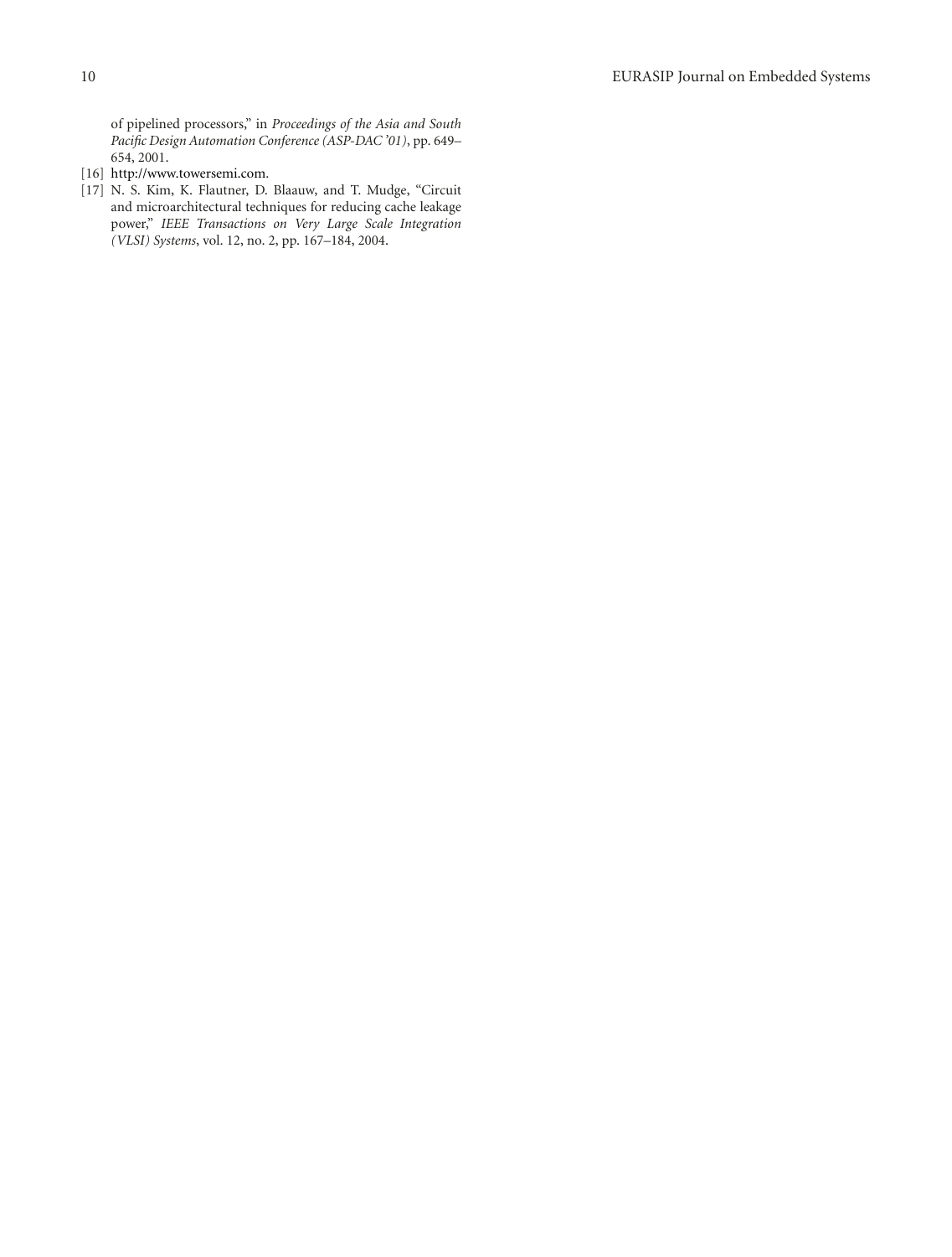of pipelined processors," in *Proceedings of the Asia and South Pacific Design Automation Conference (ASP-DAC '01)*, pp. 649–654, 2001.

[16] http://www.towersemi.com.

[17] N. S. Kim, K. Flautner, D. Blaauw, and T. Mudge, "Circuit and microarchitectural techniques for reducing cache leakage power," *IEEE Transactions on Very Large Scale Integration (VLSI) Systems*, vol. 12, no. 2, pp. 167–184, 2004.